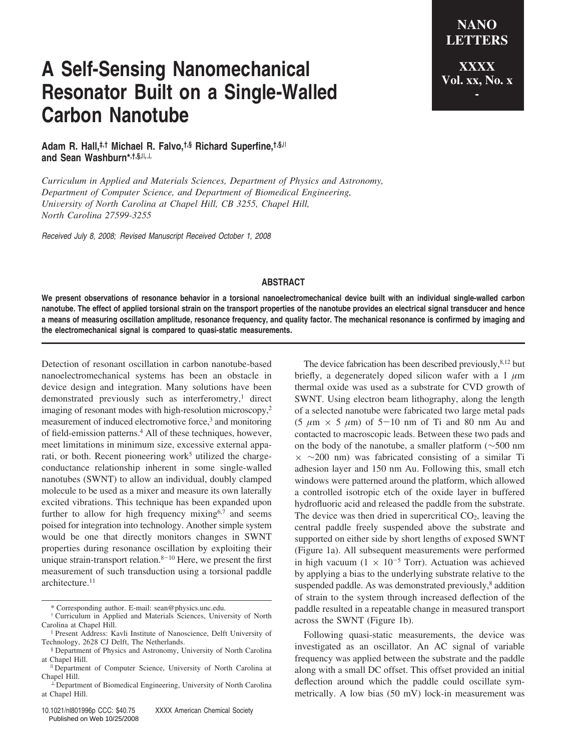# A Self-Sensing Nanomechanical Resonator Built on a Single-Walled Carbon Nanotube

**Adam R. Hall,[‡,†] Michael R. Falvo,[†,§] Richard Superfine,[†,§,||] and Sean Washburn*[,†,§,||,⊥]**

*Curriculum in Applied and Materials Sciences, Department of Physics and Astronomy, Department of Computer Science, and Department of Biomedical Engineering, University of North Carolina at Chapel Hill, CB 3255, Chapel Hill, North Carolina 27599-3255*

*Received July 8, 2008; Revised Manuscript Received October 1, 2008*

## ABSTRACT

**We present observations of resonance behavior in a torsional nanoelectromechanical device built with an individual single-walled carbon nanotube. The effect of applied torsional strain on the transport properties of the nanotube provides an electrical signal transducer and hence a means of measuring oscillation amplitude, resonance frequency, and quality factor. The mechanical resonance is confirmed by imaging and the electromechanical signal is compared to quasi-static measurements.**

Detection of resonant oscillation in carbon nanotube-based nanoelectromechanical systems has been an obstacle in device design and integration. Many solutions have been demonstrated previously such as interferometry,[1] direct imaging of resonant modes with high-resolution microscopy,[2] measurement of induced electromotive force,[3] and monitoring of field-emission patterns.[4] All of these techniques, however, meet limitations in minimum size, excessive external apparati, or both. Recent pioneering work[5] utilized the charge-conductance relationship inherent in some single-walled nanotubes (SWNT) to allow an individual, doubly clamped molecule to be used as a mixer and measure its own laterally excited vibrations. This technique has been expanded upon further to allow for high frequency mixing[6,7] and seems poised for integration into technology. Another simple system would be one that directly monitors changes in SWNT properties during resonance oscillation by exploiting their unique strain-transport relation.[8−10] Here, we present the first measurement of such transduction using a torsional paddle architecture.[11]

The device fabrication has been described previously,[8,12] but briefly, a degenerately doped silicon wafer with a 1 $\mu$m thermal oxide was used as a substrate for CVD growth of SWNT. Using electron beam lithography, along the length of a selected nanotube were fabricated two large metal pads (5 $\mu$m × 5 $\mu$m) of 5−10 nm of Ti and 80 nm Au and contacted to macroscopic leads. Between these two pads and on the body of the nanotube, a smaller platform (~500 nm × ~200 nm) was fabricated consisting of a similar Ti adhesion layer and 150 nm Au. Following this, small etch windows were patterned around the platform, which allowed a controlled isotropic etch of the oxide layer in buffered hydrofluoric acid and released the paddle from the substrate. The device was then dried in supercritical $CO_2$, leaving the central paddle freely suspended above the substrate and supported on either side by short lengths of exposed SWNT (Figure 1a). All subsequent measurements were performed in high vacuum ($1 \times 10^{-5}$ Torr). Actuation was achieved by applying a bias to the underlying substrate relative to the suspended paddle. As was demonstrated previously,[8] addition of strain to the system through increased deflection of the paddle resulted in a repeatable change in measured transport across the SWNT (Figure 1b).

Following quasi-static measurements, the device was investigated as an oscillator. An AC signal of variable frequency was applied between the substrate and the paddle along with a small DC offset. This offset provided an initial deflection around which the paddle could oscillate symmetrically. A low bias (50 mV) lock-in measurement was

* Corresponding author. E-mail: sean@physics.unc.edu.

† Curriculum in Applied and Materials Sciences, University of North Carolina at Chapel Hill.

‡ Present Address: Kavli Institute of Nanoscience, Delft University of Technology, 2628 CJ Delft, The Netherlands.

§ Department of Physics and Astronomy, University of North Carolina at Chapel Hill.

|| Department of Computer Science, University of North Carolina at Chapel Hill.

⊥ Department of Biomedical Engineering, University of North Carolina at Chapel Hill.

10.1021/nl801996p CCC: $40.75 XXXX American Chemical Society
Published on Web 10/25/2008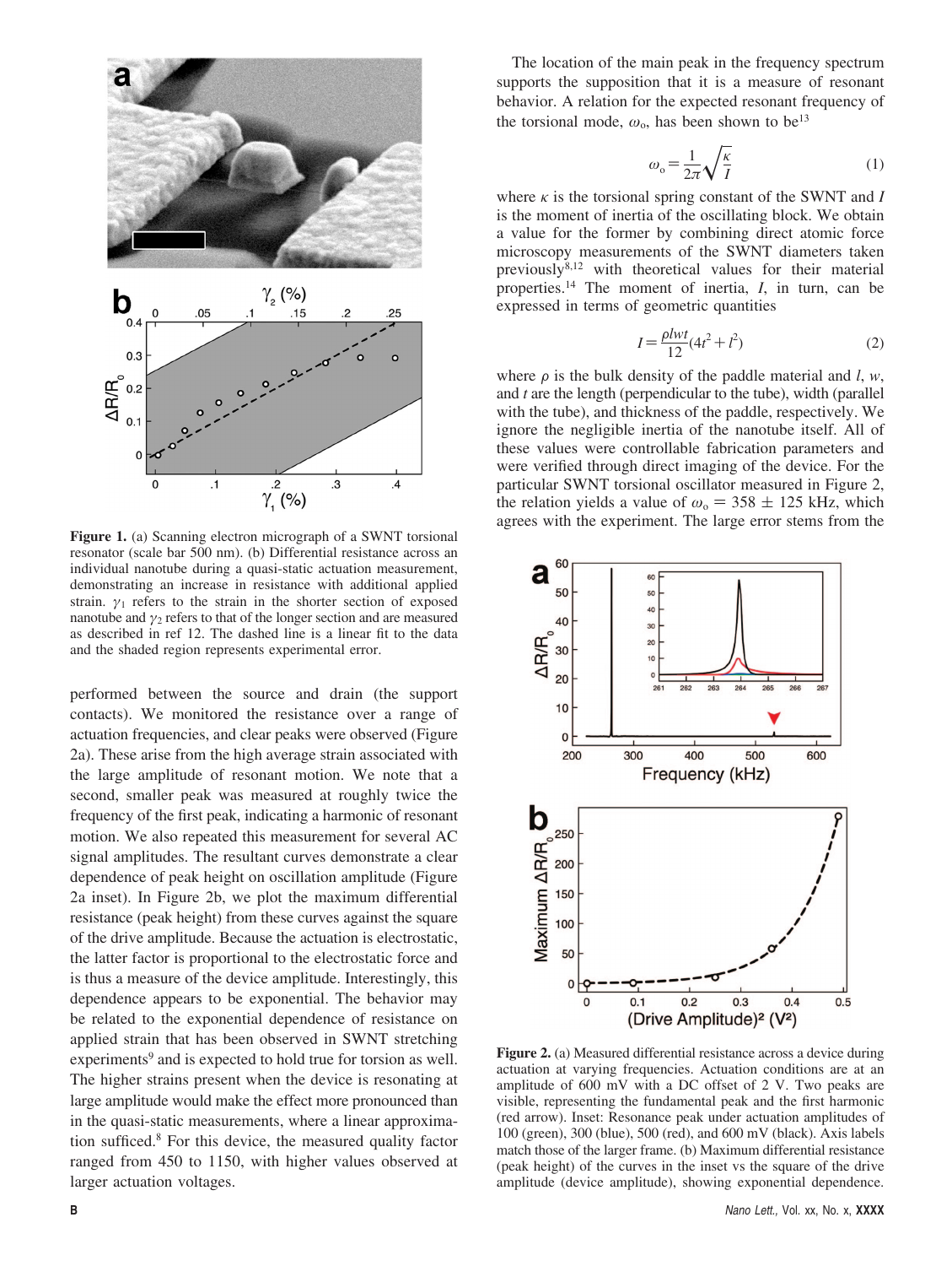**Figure 1.** (a) Scanning electron micrograph of a SWNT torsional resonator (scale bar 500 nm). (b) Differential resistance across an individual nanotube during a quasi-static actuation measurement, demonstrating an increase in resistance with additional applied strain. $\gamma_1$ refers to the strain in the shorter section of exposed nanotube and $\gamma_2$ refers to that of the longer section and are measured as described in ref 12. The dashed line is a linear fit to the data and the shaded region represents experimental error.

performed between the source and drain (the support contacts). We monitored the resistance over a range of actuation frequencies, and clear peaks were observed (Figure 2a). These arise from the high average strain associated with the large amplitude of resonant motion. We note that a second, smaller peak was measured at roughly twice the frequency of the first peak, indicating a harmonic of resonant motion. We also repeated this measurement for several AC signal amplitudes. The resultant curves demonstrate a clear dependence of peak height on oscillation amplitude (Figure 2a inset). In Figure 2b, we plot the maximum differential resistance (peak height) from these curves against the square of the drive amplitude. Because the actuation is electrostatic, the latter factor is proportional to the electrostatic force and is thus a measure of the device amplitude. Interestingly, this dependence appears to be exponential. The behavior may be related to the exponential dependence of resistance on applied strain that has been observed in SWNT stretching experiments[9] and is expected to hold true for torsion as well. The higher strains present when the device is resonating at large amplitude would make the effect more pronounced than in the quasi-static measurements, where a linear approximation sufficed.[8] For this device, the measured quality factor ranged from 450 to 1150, with higher values observed at larger actuation voltages.

The location of the main peak in the frequency spectrum supports the supposition that it is a measure of resonant behavior. A relation for the expected resonant frequency of the torsional mode, $\omega_o$, has been shown to be[13]

$$\omega_o = \frac{1}{2\pi}\sqrt{\frac{\kappa}{I}} \tag{1}$$

where $\kappa$ is the torsional spring constant of the SWNT and $I$ is the moment of inertia of the oscillating block. We obtain a value for the former by combining direct atomic force microscopy measurements of the SWNT diameters taken previously[8,12] with theoretical values for their material properties.[14] The moment of inertia, $I$, in turn, can be expressed in terms of geometric quantities

$$I = \frac{\rho l w t}{12}(4t^2 + l^2) \tag{2}$$

where $\rho$ is the bulk density of the paddle material and $l$, $w$, and $t$ are the length (perpendicular to the tube), width (parallel with the tube), and thickness of the paddle, respectively. We ignore the negligible inertia of the nanotube itself. All of these values were controllable fabrication parameters and were verified through direct imaging of the device. For the particular SWNT torsional oscillator measured in Figure 2, the relation yields a value of $\omega_o = 358 \pm 125$ kHz, which agrees with the experiment. The large error stems from the

**Figure 2.** (a) Measured differential resistance across a device during actuation at varying frequencies. Actuation conditions are at an amplitude of 600 mV with a DC offset of 2 V. Two peaks are visible, representing the fundamental peak and the first harmonic (red arrow). Inset: Resonance peak under actuation amplitudes of 100 (green), 300 (blue), 500 (red), and 600 mV (black). Axis labels match those of the larger frame. (b) Maximum differential resistance (peak height) of the curves in the inset vs the square of the drive amplitude (device amplitude), showing exponential dependence.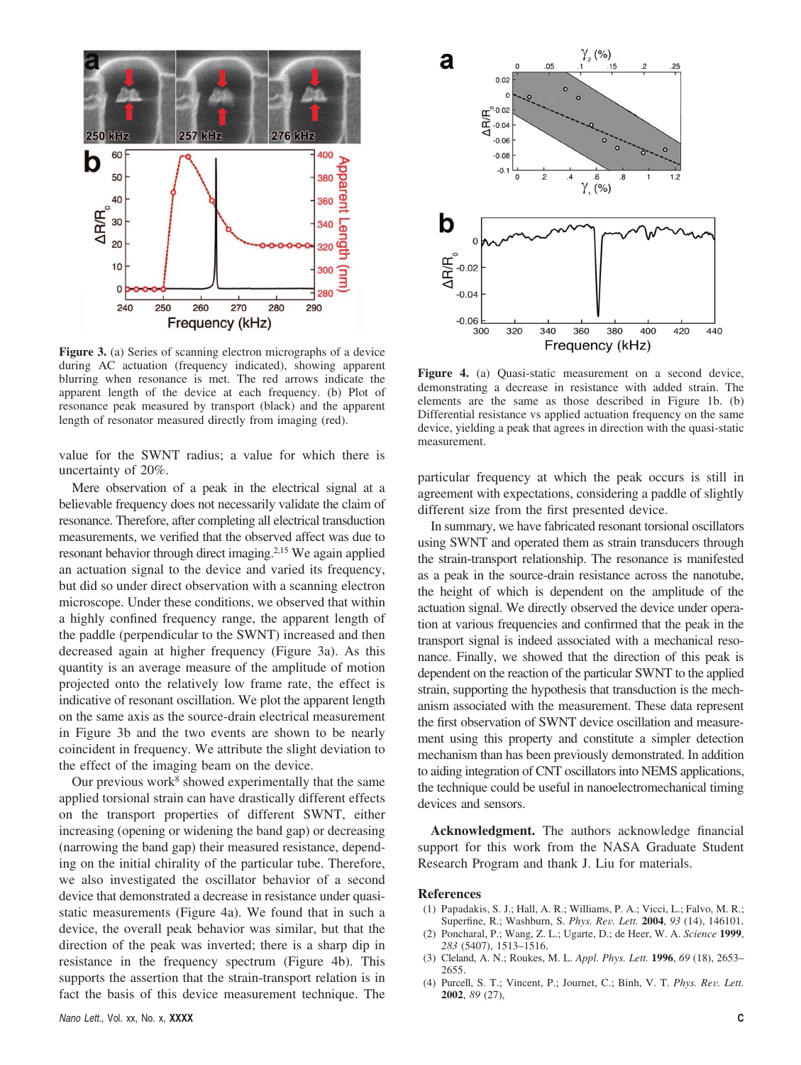**Figure 3.** (a) Series of scanning electron micrographs of a device during AC actuation (frequency indicated), showing apparent blurring when resonance is met. The red arrows indicate the apparent length of the device at each frequency. (b) Plot of resonance peak measured by transport (black) and the apparent length of resonator measured directly from imaging (red).

value for the SWNT radius; a value for which there is uncertainty of 20%.

Mere observation of a peak in the electrical signal at a believable frequency does not necessarily validate the claim of resonance. Therefore, after completing all electrical transduction measurements, we verified that the observed affect was due to resonant behavior through direct imaging.[2,15] We again applied an actuation signal to the device and varied its frequency, but did so under direct observation with a scanning electron microscope. Under these conditions, we observed that within a highly confined frequency range, the apparent length of the paddle (perpendicular to the SWNT) increased and then decreased again at higher frequency (Figure 3a). As this quantity is an average measure of the amplitude of motion projected onto the relatively low frame rate, the effect is indicative of resonant oscillation. We plot the apparent length on the same axis as the source-drain electrical measurement in Figure 3b and the two events are shown to be nearly coincident in frequency. We attribute the slight deviation to the effect of the imaging beam on the device.

Our previous work[8] showed experimentally that the same applied torsional strain can have drastically different effects on the transport properties of different SWNT, either increasing (opening or widening the band gap) or decreasing (narrowing the band gap) their measured resistance, depending on the initial chirality of the particular tube. Therefore, we also investigated the oscillator behavior of a second device that demonstrated a decrease in resistance under quasi-static measurements (Figure 4a). We found that in such a device, the overall peak behavior was similar, but that the direction of the peak was inverted; there is a sharp dip in resistance in the frequency spectrum (Figure 4b). This supports the assertion that the strain-transport relation is in fact the basis of this device measurement technique. The particular frequency at which the peak occurs is still in agreement with expectations, considering a paddle of slightly different size from the first presented device.

**Figure 4.** (a) Quasi-static measurement on a second device, demonstrating a decrease in resistance with added strain. The elements are the same as those described in Figure 1b. (b) Differential resistance vs applied actuation frequency on the same device, yielding a peak that agrees in direction with the quasi-static measurement.

In summary, we have fabricated resonant torsional oscillators using SWNT and operated them as strain transducers through the strain-transport relationship. The resonance is manifested as a peak in the source-drain resistance across the nanotube, the height of which is dependent on the amplitude of the actuation signal. We directly observed the device under operation at various frequencies and confirmed that the peak in the transport signal is indeed associated with a mechanical resonance. Finally, we showed that the direction of this peak is dependent on the reaction of the particular SWNT to the applied strain, supporting the hypothesis that transduction is the mechanism associated with the measurement. These data represent the first observation of SWNT device oscillation and measurement using this property and constitute a simpler detection mechanism than has been previously demonstrated. In addition to aiding integration of CNT oscillators into NEMS applications, the technique could be useful in nanoelectromechanical timing devices and sensors.

**Acknowledgment.** The authors acknowledge financial support for this work from the NASA Graduate Student Research Program and thank J. Liu for materials.

## References

(1) Papadakis, S. J.; Hall, A. R.; Williams, P. A.; Vicci, L.; Falvo, M. R.; Superfine, R.; Washburn, S. *Phys. Rev. Lett.* **2004**, *93* (14), 146101.

(2) Poncharal, P.; Wang, Z. L.; Ugarte, D.; de Heer, W. A. *Science* **1999**, *283* (5407), 1513–1516.

(3) Cleland, A. N.; Roukes, M. L. *Appl. Phys. Lett.* **1996**, *69* (18), 2653–2655.

(4) Purcell, S. T.; Vincent, P.; Journet, C.; Binh, V. T. *Phys. Rev. Lett.* **2002**, *89* (27),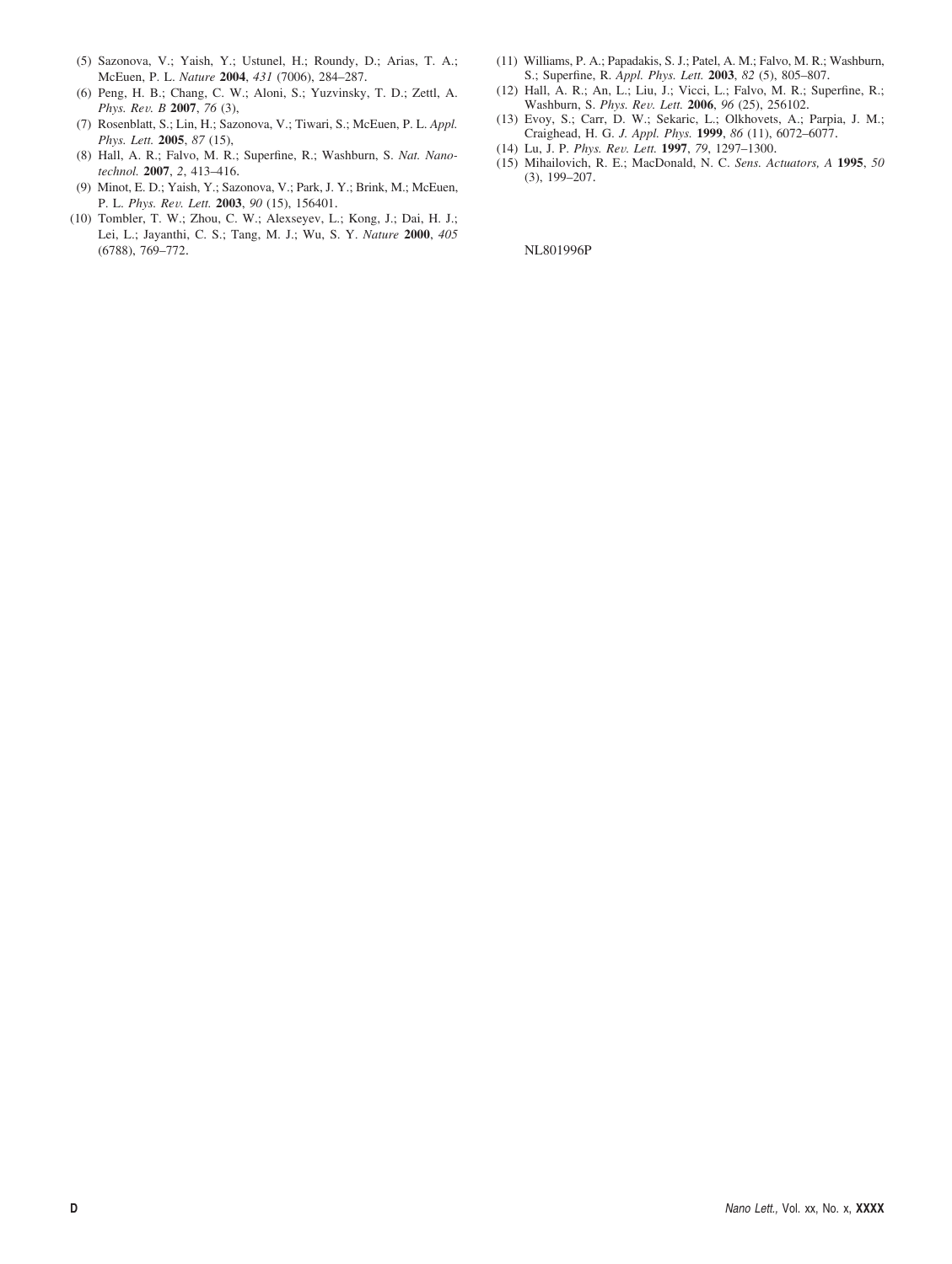(5) Sazonova, V.; Yaish, Y.; Ustunel, H.; Roundy, D.; Arias, T. A.; McEuen, P. L. *Nature* **2004**, *431* (7006), 284–287.

(6) Peng, H. B.; Chang, C. W.; Aloni, S.; Yuzvinsky, T. D.; Zettl, A. *Phys. Rev. B* **2007**, *76* (3),

(7) Rosenblatt, S.; Lin, H.; Sazonova, V.; Tiwari, S.; McEuen, P. L. *Appl. Phys. Lett.* **2005**, *87* (15),

(8) Hall, A. R.; Falvo, M. R.; Superfine, R.; Washburn, S. *Nat. Nanotechnol.* **2007**, *2*, 413–416.

(9) Minot, E. D.; Yaish, Y.; Sazonova, V.; Park, J. Y.; Brink, M.; McEuen, P. L. *Phys. Rev. Lett.* **2003**, *90* (15), 156401.

(10) Tombler, T. W.; Zhou, C. W.; Alexseyev, L.; Kong, J.; Dai, H. J.; Lei, L.; Jayanthi, C. S.; Tang, M. J.; Wu, S. Y. *Nature* **2000**, *405* (6788), 769–772.

(11) Williams, P. A.; Papadakis, S. J.; Patel, A. M.; Falvo, M. R.; Washburn, S.; Superfine, R. *Appl. Phys. Lett.* **2003**, *82* (5), 805–807.

(12) Hall, A. R.; An, L.; Liu, J.; Vicci, L.; Falvo, M. R.; Superfine, R.; Washburn, S. *Phys. Rev. Lett.* **2006**, *96* (25), 256102.

(13) Evoy, S.; Carr, D. W.; Sekaric, L.; Olkhovets, A.; Parpia, J. M.; Craighead, H. G. *J. Appl. Phys.* **1999**, *86* (11), 6072–6077.

(14) Lu, J. P. *Phys. Rev. Lett.* **1997**, *79*, 1297–1300.

(15) Mihailovich, R. E.; MacDonald, N. C. *Sens. Actuators, A* **1995**, *50* (3), 199–207.

NL801996P